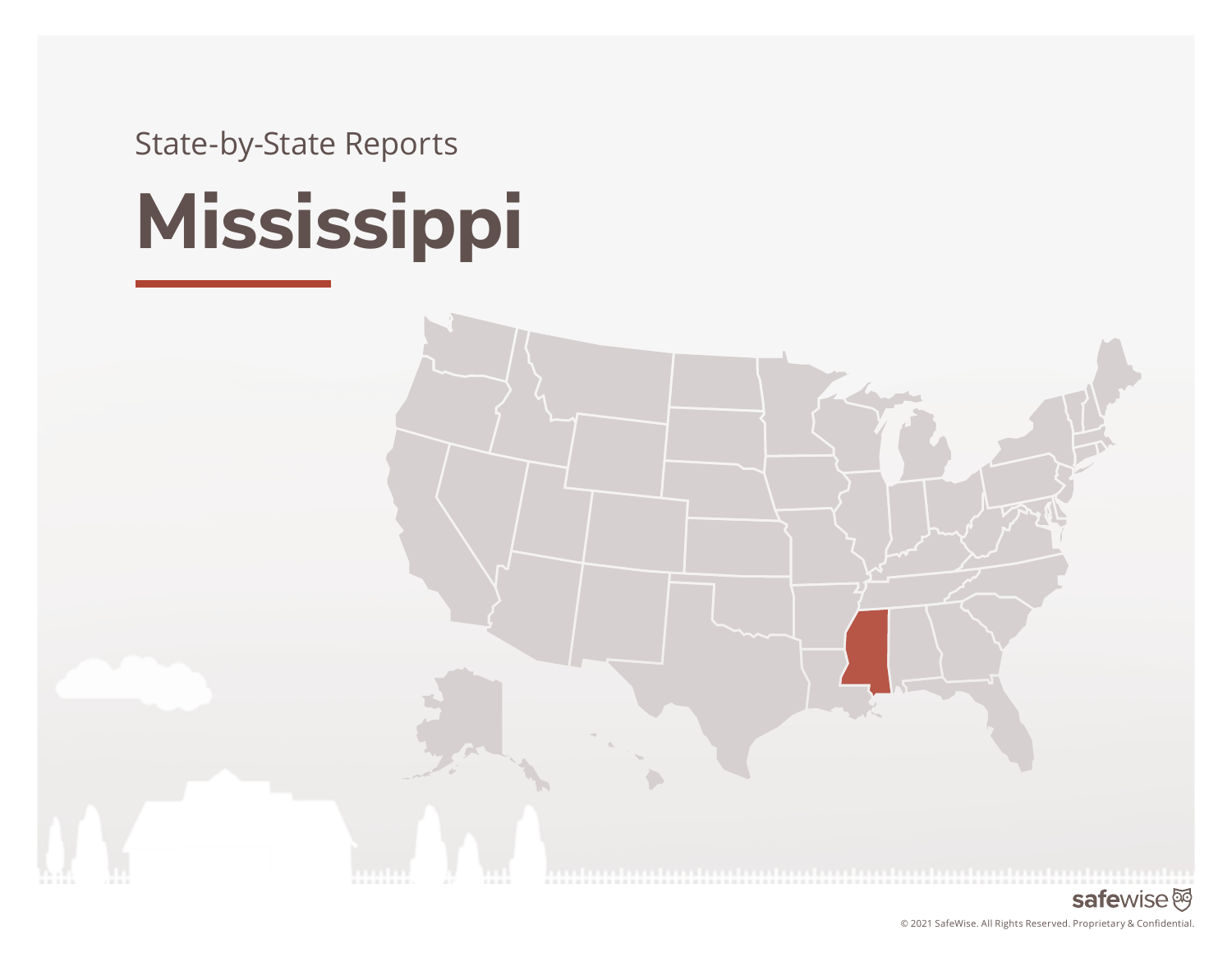State-by-State Reports

# Mississippi

safewise

© 2021 SafeWise. All Rights Reserved. Proprietary & Confidential.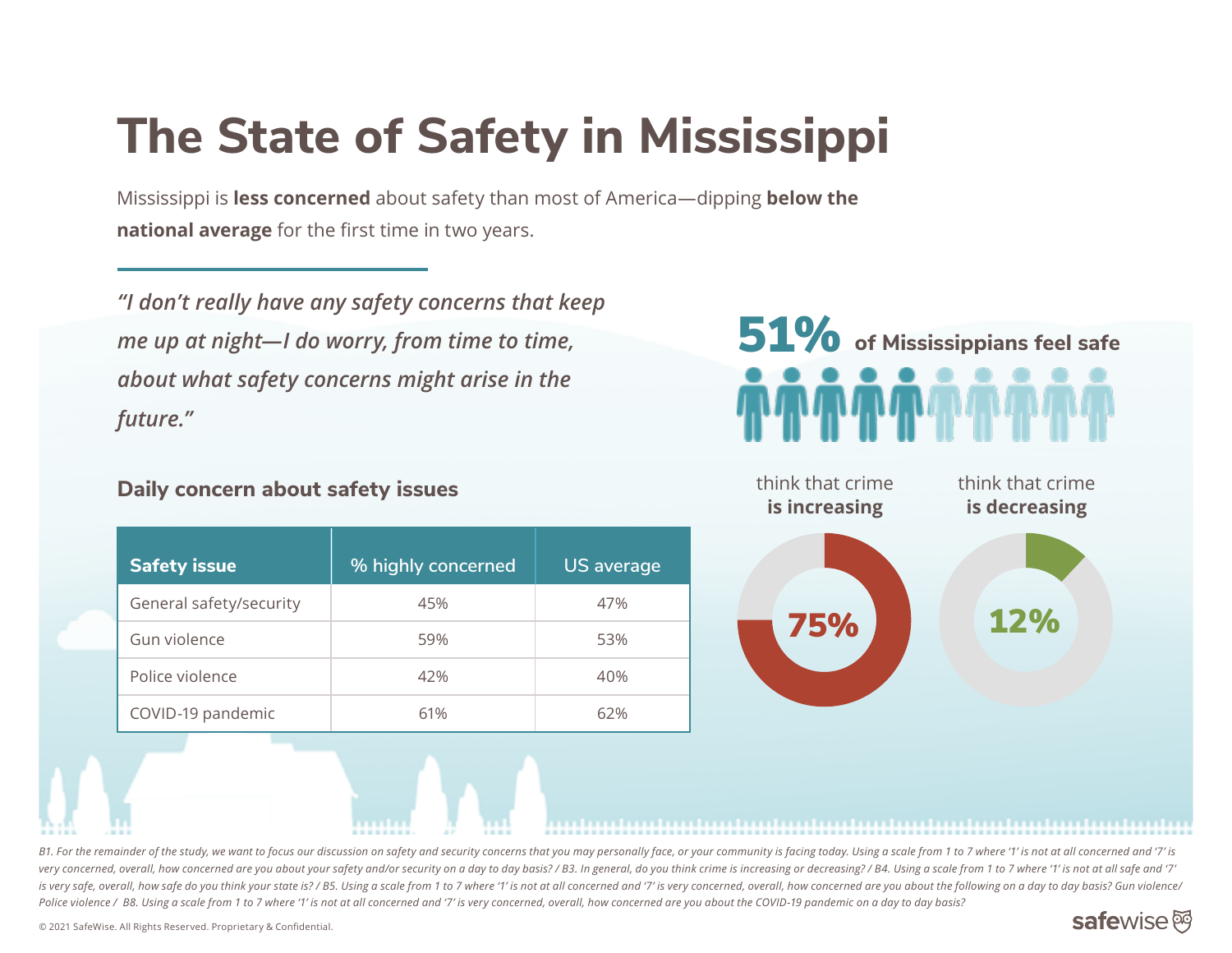# The State of Safety in Mississippi

Mississippi is **less concerned** about safety than most of America—dipping **below the national average** for the first time in two years.

*"I don't really have any safety concerns that keep me up at night—I do worry, from time to time, about what safety concerns might arise in the future."*

**51%** of Mississippians feel safe

**75%** think that crime **is increasing**

**12%** think that crime **is decreasing**

### Daily concern about safety issues

| Safety issue | % highly concerned | US average |
| --- | --- | --- |
| General safety/security | 45% | 47% |
| Gun violence | 59% | 53% |
| Police violence | 42% | 40% |
| COVID-19 pandemic | 61% | 62% |

*B1. For the remainder of the study, we want to focus our discussion on safety and security concerns that you may personally face, or your community is facing today. Using a scale from 1 to 7 where '1' is not at all concerned and '7' is very concerned, overall, how concerned are you about your safety and/or security on a day to day basis? / B3. In general, do you think crime is increasing or decreasing? / B4. Using a scale from 1 to 7 where '1' is not at all safe and '7' is very safe, overall, how safe do you think your state is? / B5. Using a scale from 1 to 7 where '1' is not at all concerned and '7' is very concerned, overall, how concerned are you about the following on a day to day basis? Gun violence/ Police violence / B8. Using a scale from 1 to 7 where '1' is not at all concerned and '7' is very concerned, overall, how concerned are you about the COVID-19 pandemic on a day to day basis?*

© 2021 SafeWise. All Rights Reserved. Proprietary & Confidential.

safewise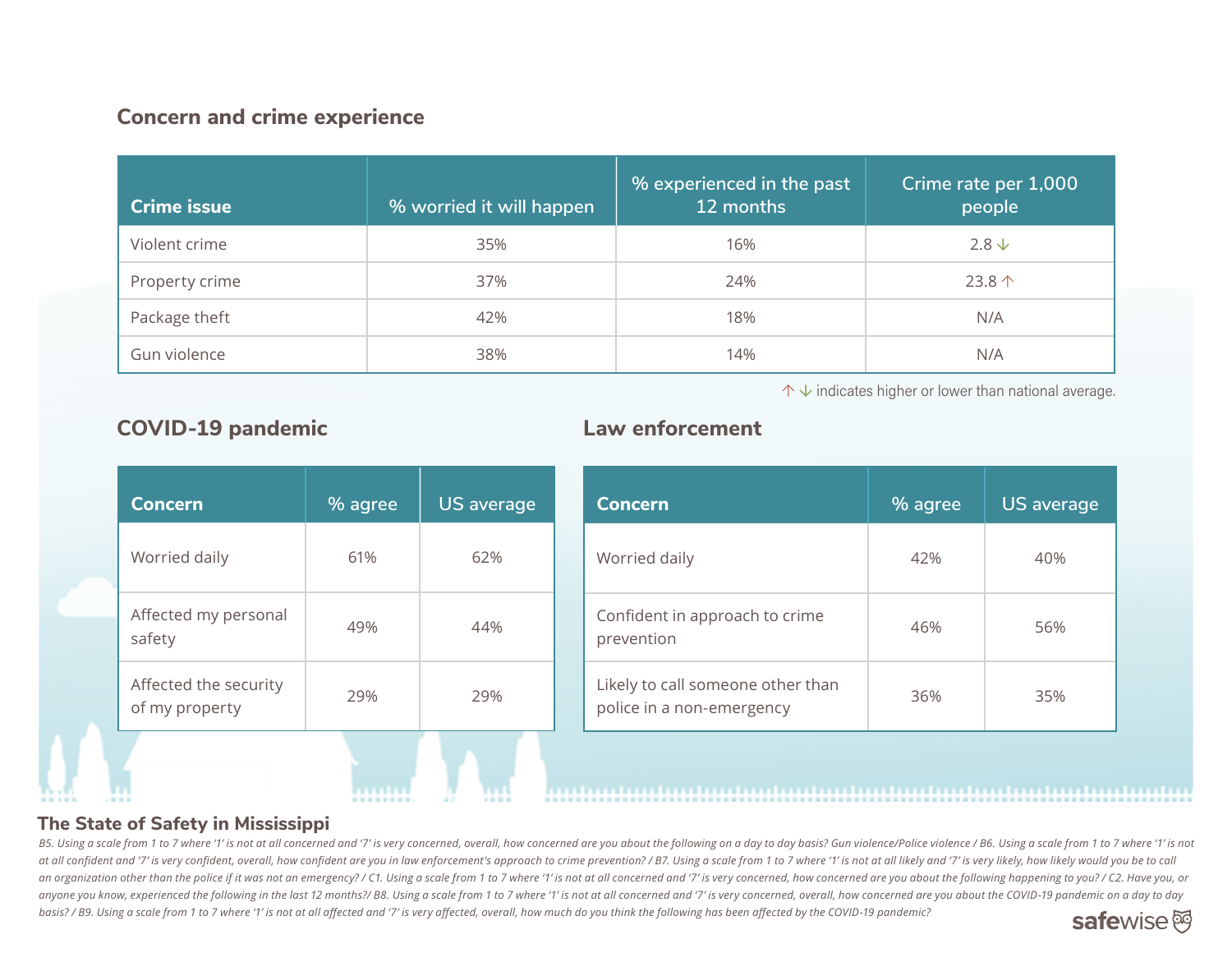## Concern and crime experience

| Crime issue | % worried it will happen | % experienced in the past 12 months | Crime rate per 1,000 people |
|---|---|---|---|
| Violent crime | 35% | 16% | 2.8 ↓ |
| Property crime | 37% | 24% | 23.8 ↑ |
| Package theft | 42% | 18% | N/A |
| Gun violence | 38% | 14% | N/A |

↑ ↓ indicates higher or lower than national average.

## COVID-19 pandemic

| Concern | % agree | US average |
|---|---|---|
| Worried daily | 61% | 62% |
| Affected my personal safety | 49% | 44% |
| Affected the security of my property | 29% | 29% |

## Law enforcement

| Concern | % agree | US average |
|---|---|---|
| Worried daily | 42% | 40% |
| Confident in approach to crime prevention | 46% | 56% |
| Likely to call someone other than police in a non-emergency | 36% | 35% |

**The State of Safety in Mississippi**

*B5. Using a scale from 1 to 7 where '1' is not at all concerned and '7' is very concerned, overall, how concerned are you about the following on a day to day basis? Gun violence/Police violence / B6. Using a scale from 1 to 7 where '1' is not at all confident and '7' is very confident, overall, how confident are you in law enforcement's approach to crime prevention? / B7. Using a scale from 1 to 7 where '1' is not at all likely and '7' is very likely, how likely would you be to call an organization other than the police if it was not an emergency? / C1. Using a scale from 1 to 7 where '1' is not at all concerned and '7' is very concerned, how concerned are you about the following happening to you? / C2. Have you, or anyone you know, experienced the following in the last 12 months?/ B8. Using a scale from 1 to 7 where '1' is not at all concerned and '7' is very concerned, overall, how concerned are you about the COVID-19 pandemic on a day to day basis? / B9. Using a scale from 1 to 7 where '1' is not at all affected and '7' is very affected, overall, how much do you think the following has been affected by the COVID-19 pandemic?*

safewise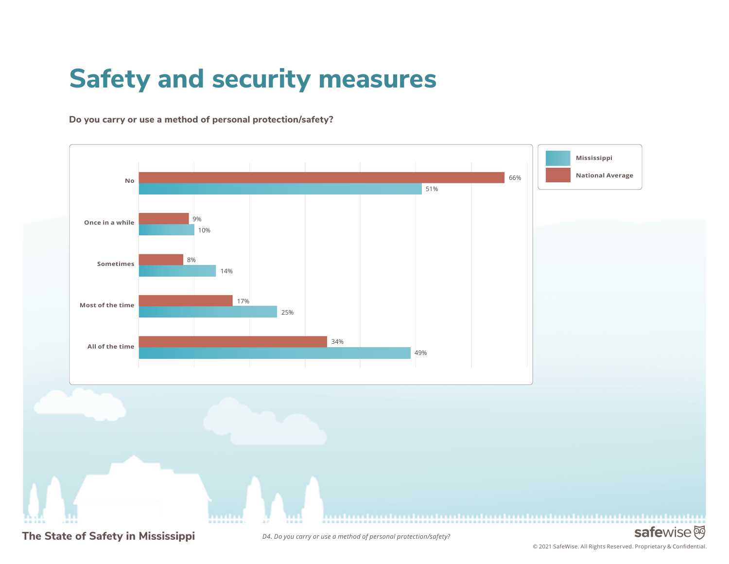# Safety and security measures

**Do you carry or use a method of personal protection/safety?**

| | National Average | Mississippi |
|---|---|---|
| No | 66% | 51% |
| Once in a while | 9% | 10% |
| Sometimes | 8% | 14% |
| Most of the time | 17% | 25% |
| All of the time | 34% | 49% |

*D4. Do you carry or use a method of personal protection/safety?*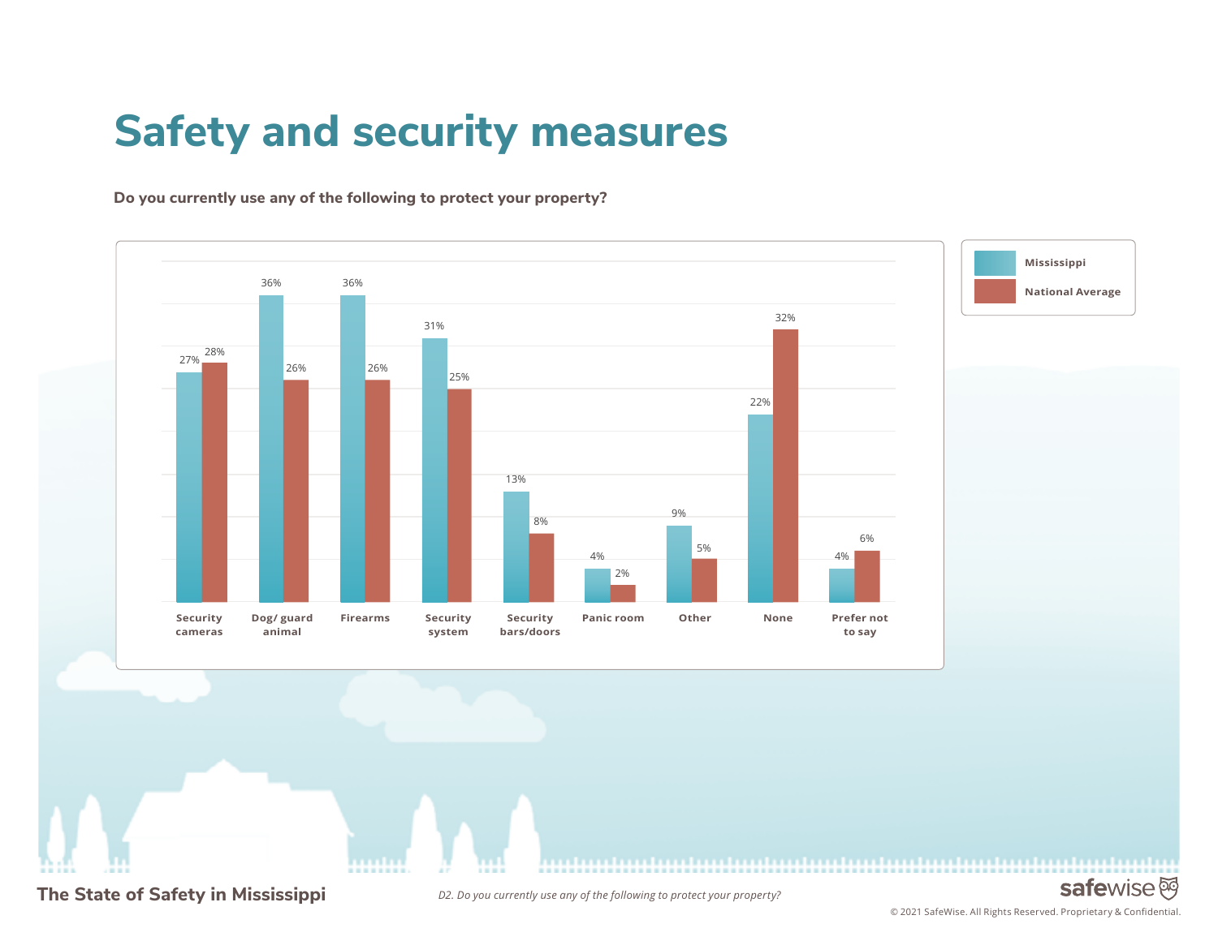# Safety and security measures

**Do you currently use any of the following to protect your property?**

Mississippi
National Average

Security cameras: 27% 28%
Dog/ guard animal: 36% 26%
Firearms: 36% 26%
Security system: 31% 25%
Security bars/doors: 13% 8%
Panic room: 4% 2%
Other: 9% 5%
None: 22% 32%
Prefer not to say: 4% 6%

The State of Safety in Mississippi

*D2. Do you currently use any of the following to protect your property?*

safewise

© 2021 SafeWise. All Rights Reserved. Proprietary & Confidential.